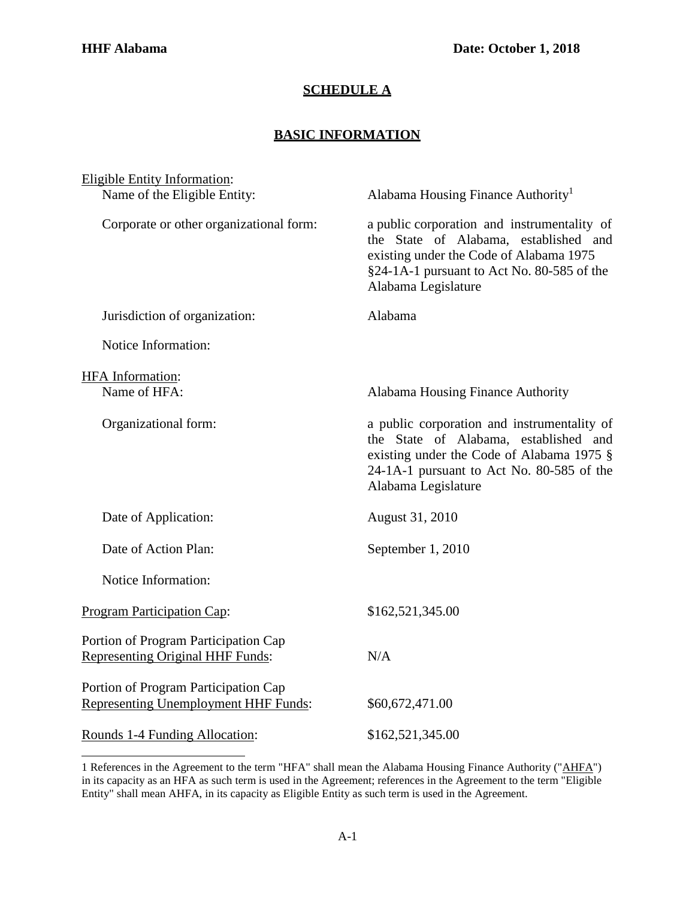**HHF Alabama** **Date: October 1, 2018**

## SCHEDULE A

## BASIC INFORMATION

| | |
|---|---|
| Eligible Entity Information: | |
| Name of the Eligible Entity: | Alabama Housing Finance Authority[1] |
| Corporate or other organizational form: | a public corporation and instrumentality of the State of Alabama, established and existing under the Code of Alabama 1975 §24-1A-1 pursuant to Act No. 80-585 of the Alabama Legislature |
| Jurisdiction of organization: | Alabama |
| Notice Information: | |
| HFA Information: | |
| Name of HFA: | Alabama Housing Finance Authority |
| Organizational form: | a public corporation and instrumentality of the State of Alabama, established and existing under the Code of Alabama 1975 § 24-1A-1 pursuant to Act No. 80-585 of the Alabama Legislature |
| Date of Application: | August 31, 2010 |
| Date of Action Plan: | September 1, 2010 |
| Notice Information: | |
| Program Participation Cap: | $162,521,345.00 |
| Portion of Program Participation Cap Representing Original HHF Funds: | N/A |
| Portion of Program Participation Cap Representing Unemployment HHF Funds: | $60,672,471.00 |
| Rounds 1-4 Funding Allocation: | $162,521,345.00 |

1 References in the Agreement to the term "HFA" shall mean the Alabama Housing Finance Authority ("AHFA") in its capacity as an HFA as such term is used in the Agreement; references in the Agreement to the term "Eligible Entity" shall mean AHFA, in its capacity as Eligible Entity as such term is used in the Agreement.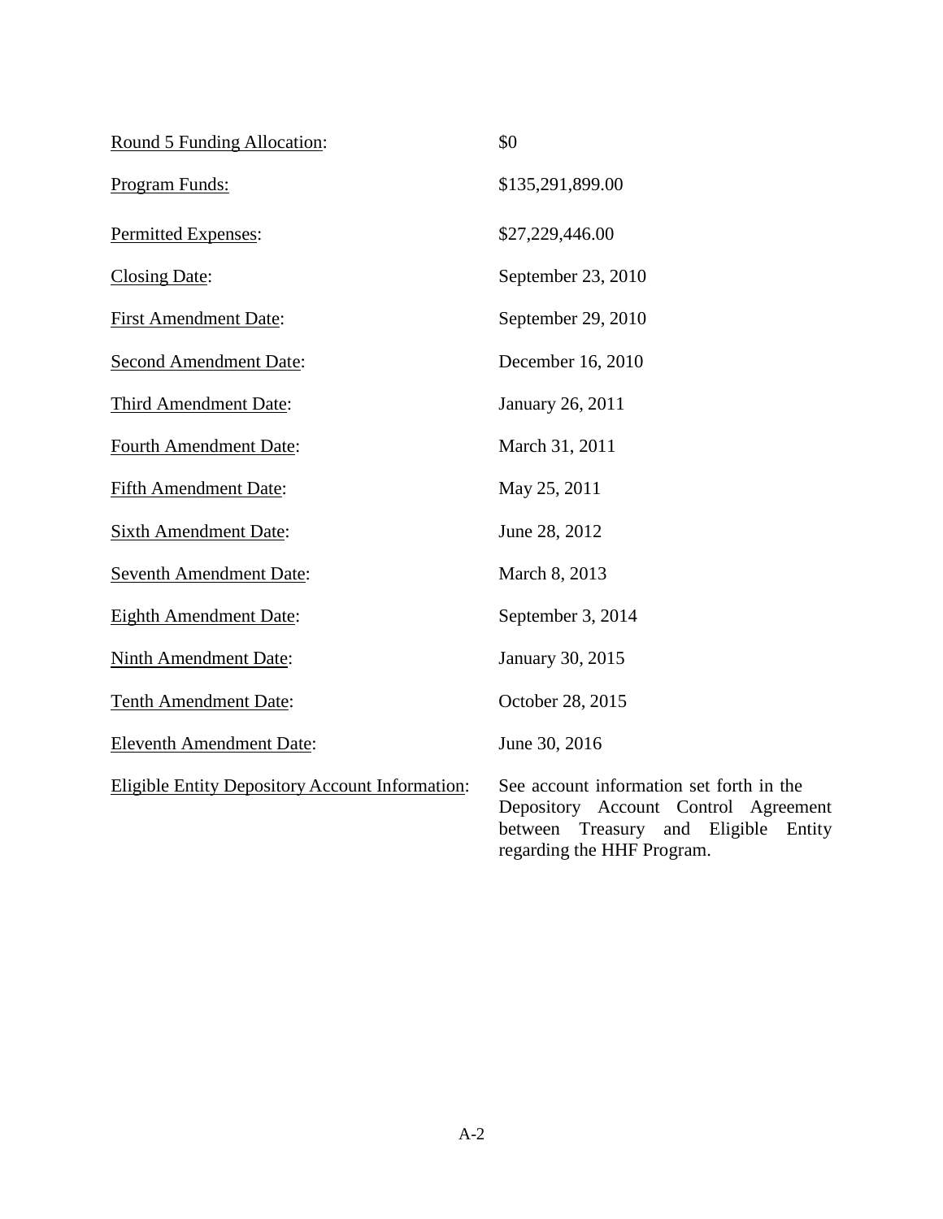| | |
|---|---|
| Round 5 Funding Allocation: | $0 |
| Program Funds: | $135,291,899.00 |
| Permitted Expenses: | $27,229,446.00 |
| Closing Date: | September 23, 2010 |
| First Amendment Date: | September 29, 2010 |
| Second Amendment Date: | December 16, 2010 |
| Third Amendment Date: | January 26, 2011 |
| Fourth Amendment Date: | March 31, 2011 |
| Fifth Amendment Date: | May 25, 2011 |
| Sixth Amendment Date: | June 28, 2012 |
| Seventh Amendment Date: | March 8, 2013 |
| Eighth Amendment Date: | September 3, 2014 |
| Ninth Amendment Date: | January 30, 2015 |
| Tenth Amendment Date: | October 28, 2015 |
| Eleventh Amendment Date: | June 30, 2016 |
| Eligible Entity Depository Account Information: | See account information set forth in the Depository Account Control Agreement between Treasury and Eligible Entity regarding the HHF Program. |